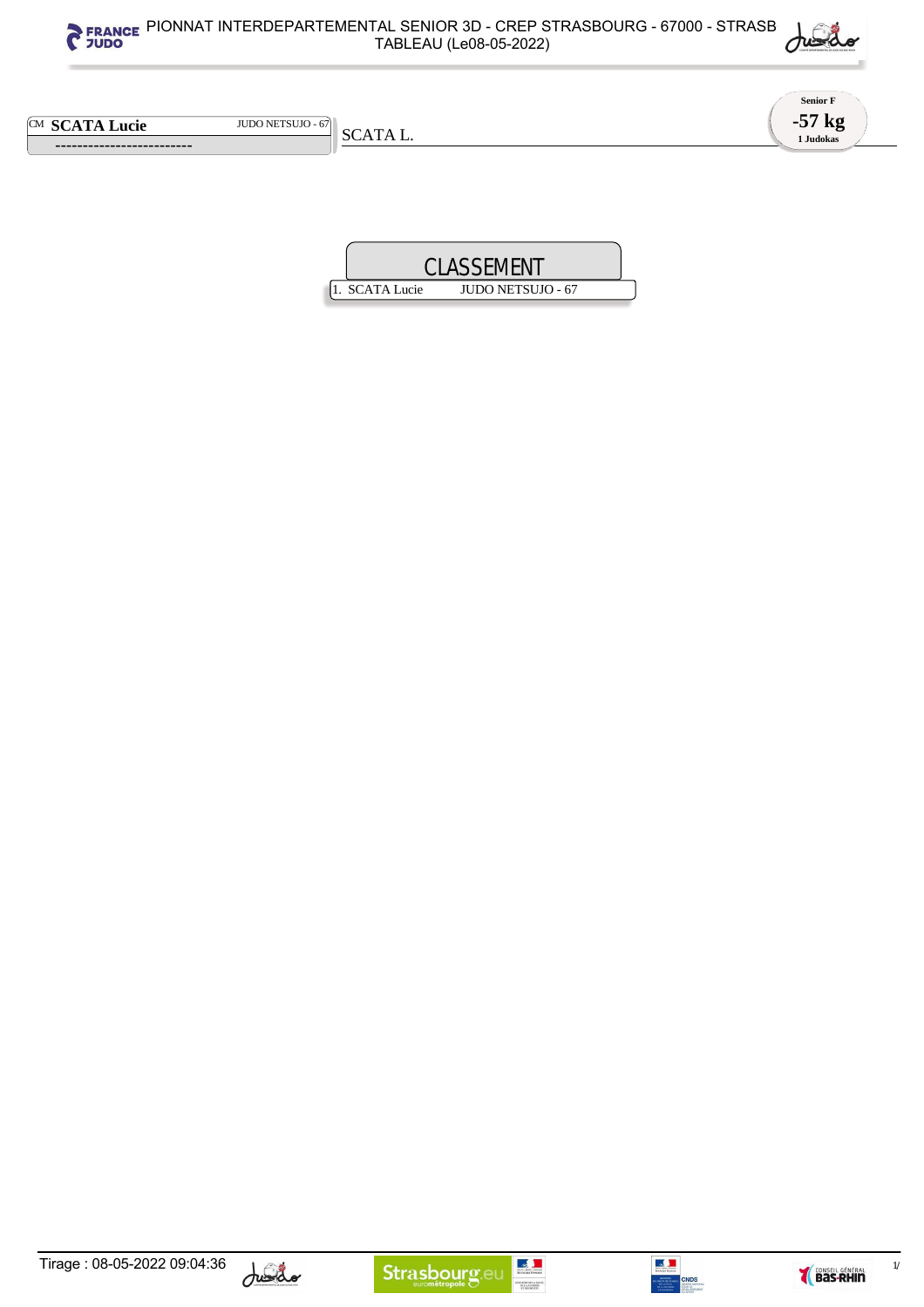# PIONNAT INTERDEPARTEMENTAL SENIOR 3D - CREP STRASBOURG - 67000 - STRASB

TABLEAU (Le08-05-2022)

**Senior F**

**-57 kg**

**1 Judokas**

CM **SCATA Lucie** JUDO NETSUJO - 67

-------------------------

SCATA L.

## CLASSEMENT

| | | |
|---|---|---|
| 1. | SCATA Lucie | JUDO NETSUJO - 67 |

Tirage : 08-05-2022 09:04:36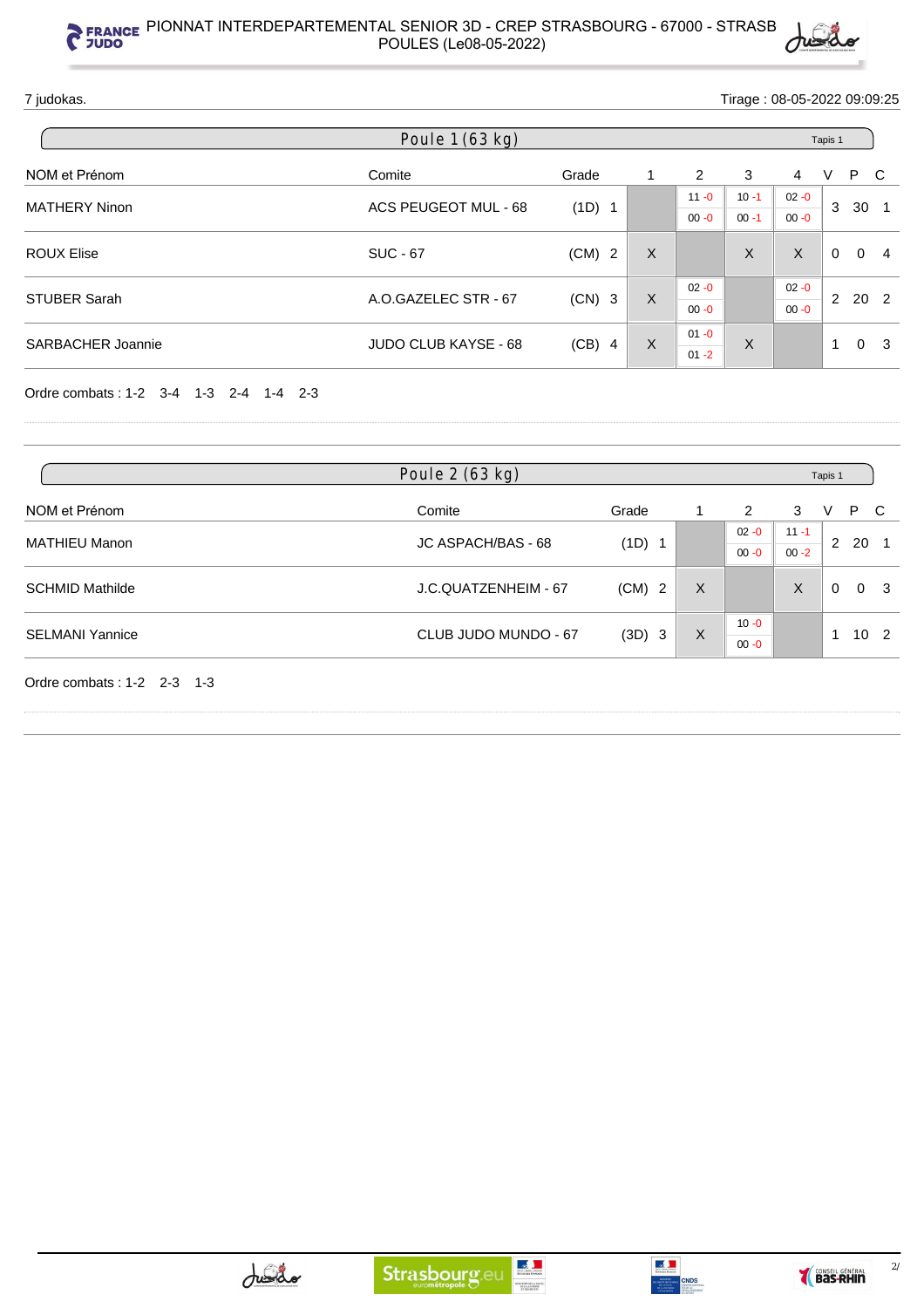# PIONNAT INTERDEPARTEMENTAL SENIOR 3D - CREP STRASBOURG - 67000 - STRASB

POULES (Le08-05-2022)

7 judokas.

Tirage : 08-05-2022 09:09:25

## Poule 1 (63 kg)

Tapis 1

| NOM et Prénom | Comite | Grade | | 1 | 2 | 3 | 4 | V | P | C |
|---|---|---|---|---|---|---|---|---|---|---|
| MATHERY Ninon | ACS PEUGEOT MUL - 68 | (1D) | 1 | | 11 -0 / 00 -0 | 10 -1 / 00 -1 | 02 -0 / 00 -0 | 3 | 30 | 1 |
| ROUX Elise | SUC - 67 | (CM) | 2 | X | | X | X | 0 | 0 | 4 |
| STUBER Sarah | A.O.GAZELEC STR - 67 | (CN) | 3 | X | 02 -0 / 00 -0 | | 02 -0 / 00 -0 | 2 | 20 | 2 |
| SARBACHER Joannie | JUDO CLUB KAYSE - 68 | (CB) | 4 | X | 01 -0 / 01 -2 | X | | 1 | 0 | 3 |

Ordre combats : 1-2 3-4 1-3 2-4 1-4 2-3

## Poule 2 (63 kg)

Tapis 1

| NOM et Prénom | Comite | Grade | | 1 | 2 | 3 | V | P | C |
|---|---|---|---|---|---|---|---|---|---|
| MATHIEU Manon | JC ASPACH/BAS - 68 | (1D) | 1 | | 02 -0 / 00 -0 | 11 -1 / 00 -2 | 2 | 20 | 1 |
| SCHMID Mathilde | J.C.QUATZENHEIM - 67 | (CM) | 2 | X | | X | 0 | 0 | 3 |
| SELMANI Yannice | CLUB JUDO MUNDO - 67 | (3D) | 3 | X | 10 -0 / 00 -0 | | 1 | 10 | 2 |

Ordre combats : 1-2 2-3 1-3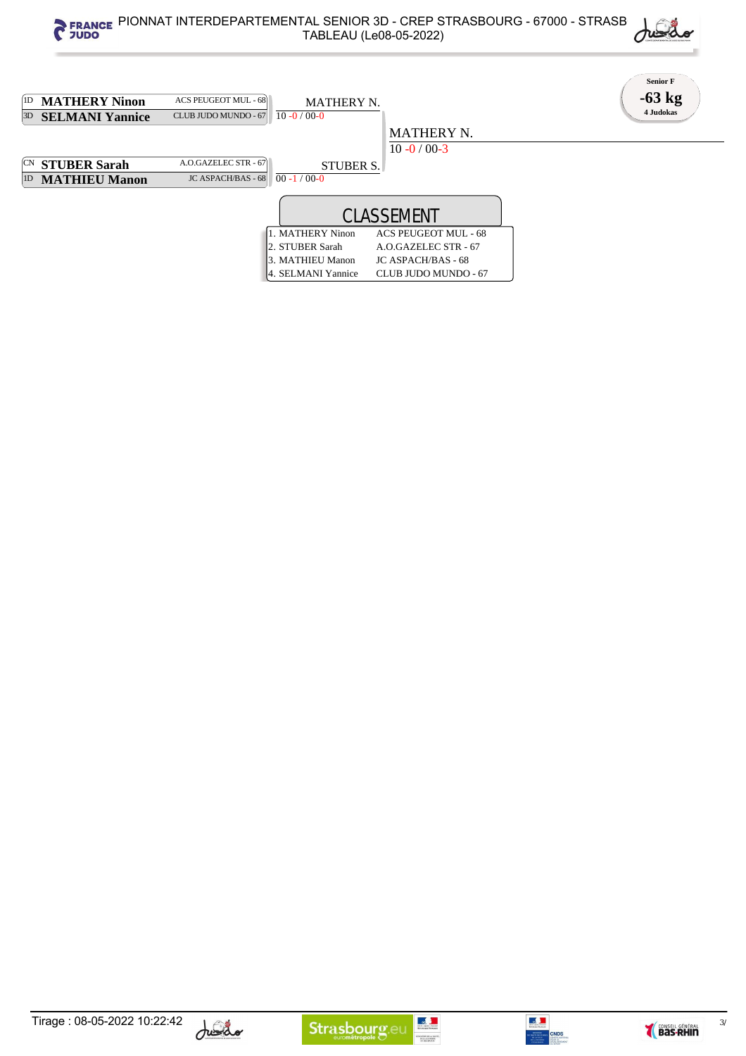**Senior F**

**-63 kg**

**4 Judokas**

| Seed | Judoka | Club | Tour 1 | Finale |
|---|---|---|---|---|
| 1D | **MATHERY Ninon** | ACS PEUGEOT MUL - 68 | MATHERY N. | |
| 3D | **SELMANI Yannice** | CLUB JUDO MUNDO - 67 | 10 -0 / 00-0 | MATHERY N. |
| | | | | 10 -0 / 00-3 |
| CN | **STUBER Sarah** | A.O.GAZELEC STR - 67 | STUBER S. | |
| 1D | **MATHIEU Manon** | JC ASPACH/BAS - 68 | 00 -1 / 00-0 | |

## CLASSEMENT

| Rang | Judoka | Club |
|---|---|---|
| 1. | MATHERY Ninon | ACS PEUGEOT MUL - 68 |
| 2. | STUBER Sarah | A.O.GAZELEC STR - 67 |
| 3. | MATHIEU Manon | JC ASPACH/BAS - 68 |
| 4. | SELMANI Yannice | CLUB JUDO MUNDO - 67 |

Tirage : 08-05-2022 10:22:42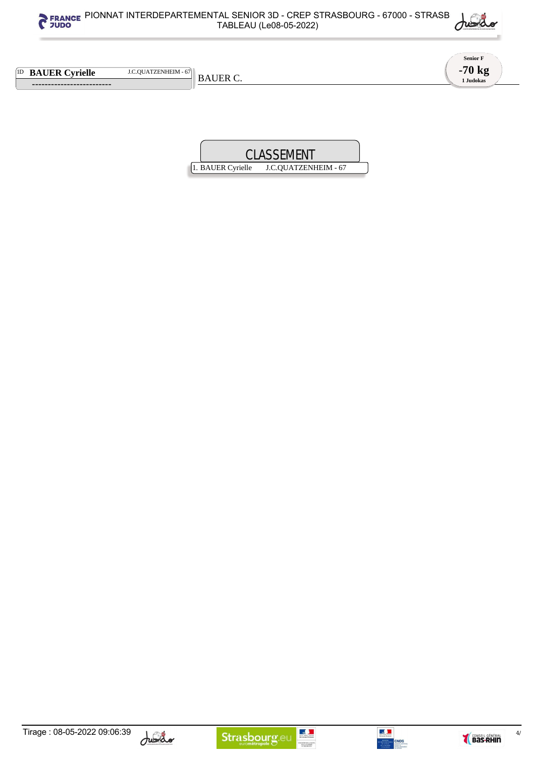Senior F

**-70 kg**

1 Judokas

1D **BAUER Cyrielle** J.C.QUATZENHEIM - 67

-------------------------

BAUER C.

## CLASSEMENT

1. BAUER Cyrielle J.C.QUATZENHEIM - 67

Tirage : 08-05-2022 09:06:39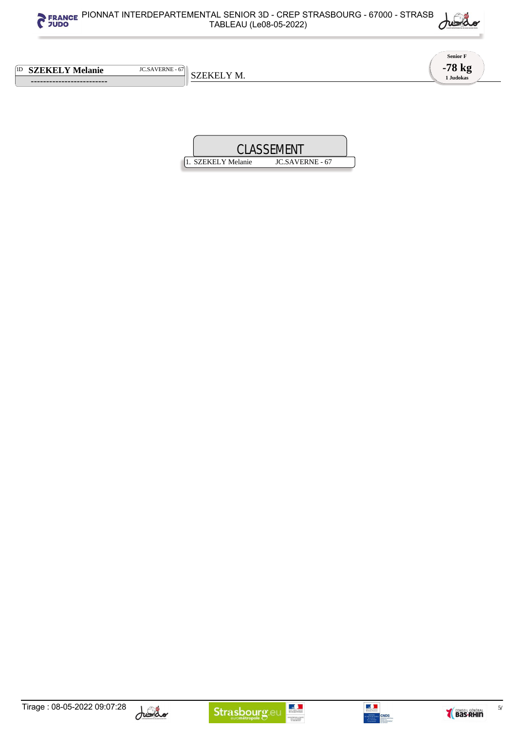# PIONNAT INTERDEPARTEMENTAL SENIOR 3D - CREP STRASBOURG - 67000 - STRASB
TABLEAU (Le08-05-2022)

**Senior F**
**-78 kg**
**1 Judokas**

1D **SZEKELY Melanie** JC.SAVERNE - 67

-------------------------

SZEKELY M.

## CLASSEMENT

1. SZEKELY Melanie JC.SAVERNE - 67

Tirage : 08-05-2022 09:07:28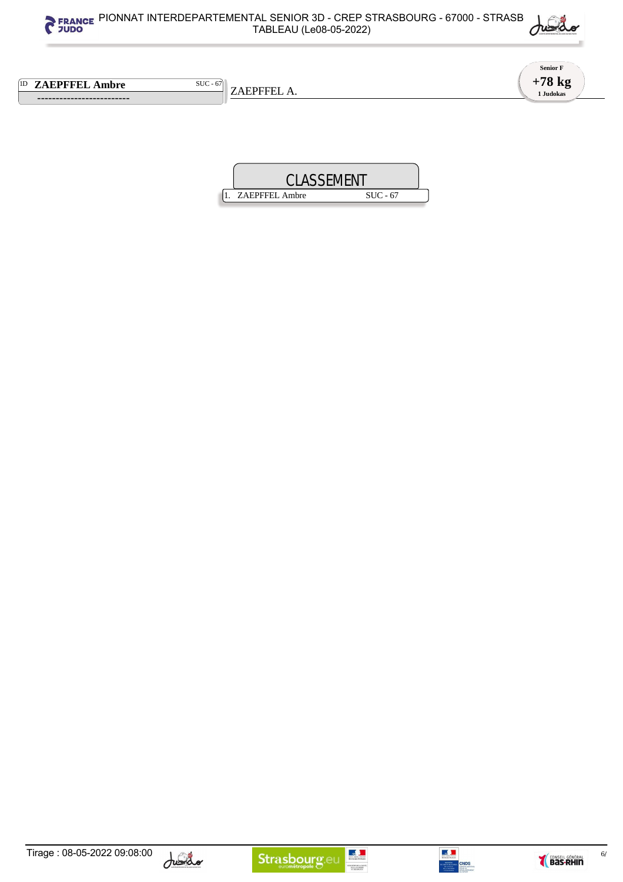PIONNAT INTERDEPARTEMENTAL SENIOR 3D - CREP STRASBOURG - 67000 - STRASB
TABLEAU (Le08-05-2022)

Senior F
**+78 kg**
1 Judokas

1D **ZAEPFFEL Ambre** SUC - 67

-------------------------

ZAEPFFEL A.

## CLASSEMENT

| | | |
|---|---|---|
| 1. | ZAEPFFEL Ambre | SUC - 67 |

Tirage : 08-05-2022 09:08:00